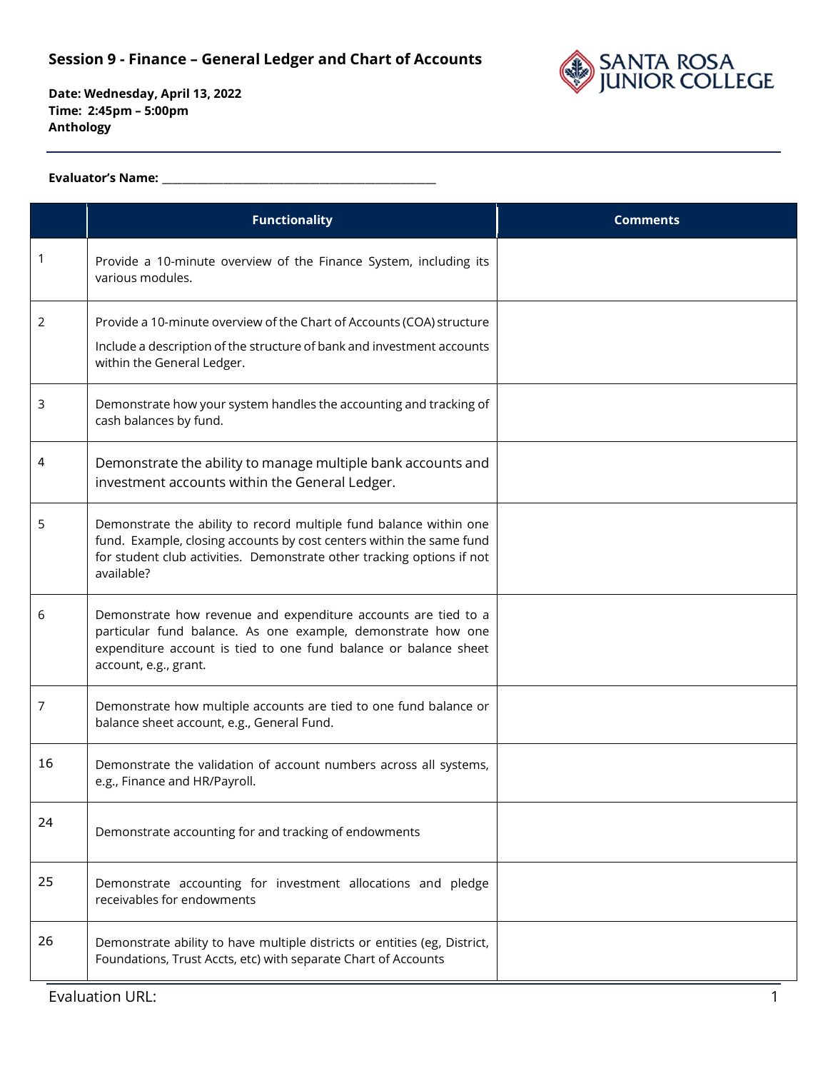## Session 9 - Finance – General Ledger and Chart of Accounts

**Date: Wednesday, April 13, 2022**
**Time: 2:45pm – 5:00pm**
**Anthology**

**Evaluator's Name:** ______________________________________________

| | Functionality | Comments |
|---|---|---|
| 1 | Provide a 10-minute overview of the Finance System, including its various modules. | |
| 2 | Provide a 10-minute overview of the Chart of Accounts (COA) structure<br>Include a description of the structure of bank and investment accounts within the General Ledger. | |
| 3 | Demonstrate how your system handles the accounting and tracking of cash balances by fund. | |
| 4 | Demonstrate the ability to manage multiple bank accounts and investment accounts within the General Ledger. | |
| 5 | Demonstrate the ability to record multiple fund balance within one fund. Example, closing accounts by cost centers within the same fund for student club activities. Demonstrate other tracking options if not available? | |
| 6 | Demonstrate how revenue and expenditure accounts are tied to a particular fund balance. As one example, demonstrate how one expenditure account is tied to one fund balance or balance sheet account, e.g., grant. | |
| 7 | Demonstrate how multiple accounts are tied to one fund balance or balance sheet account, e.g., General Fund. | |
| 16 | Demonstrate the validation of account numbers across all systems, e.g., Finance and HR/Payroll. | |
| 24 | Demonstrate accounting for and tracking of endowments | |
| 25 | Demonstrate accounting for investment allocations and pledge receivables for endowments | |
| 26 | Demonstrate ability to have multiple districts or entities (eg, District, Foundations, Trust Accts, etc) with separate Chart of Accounts | |

Evaluation URL: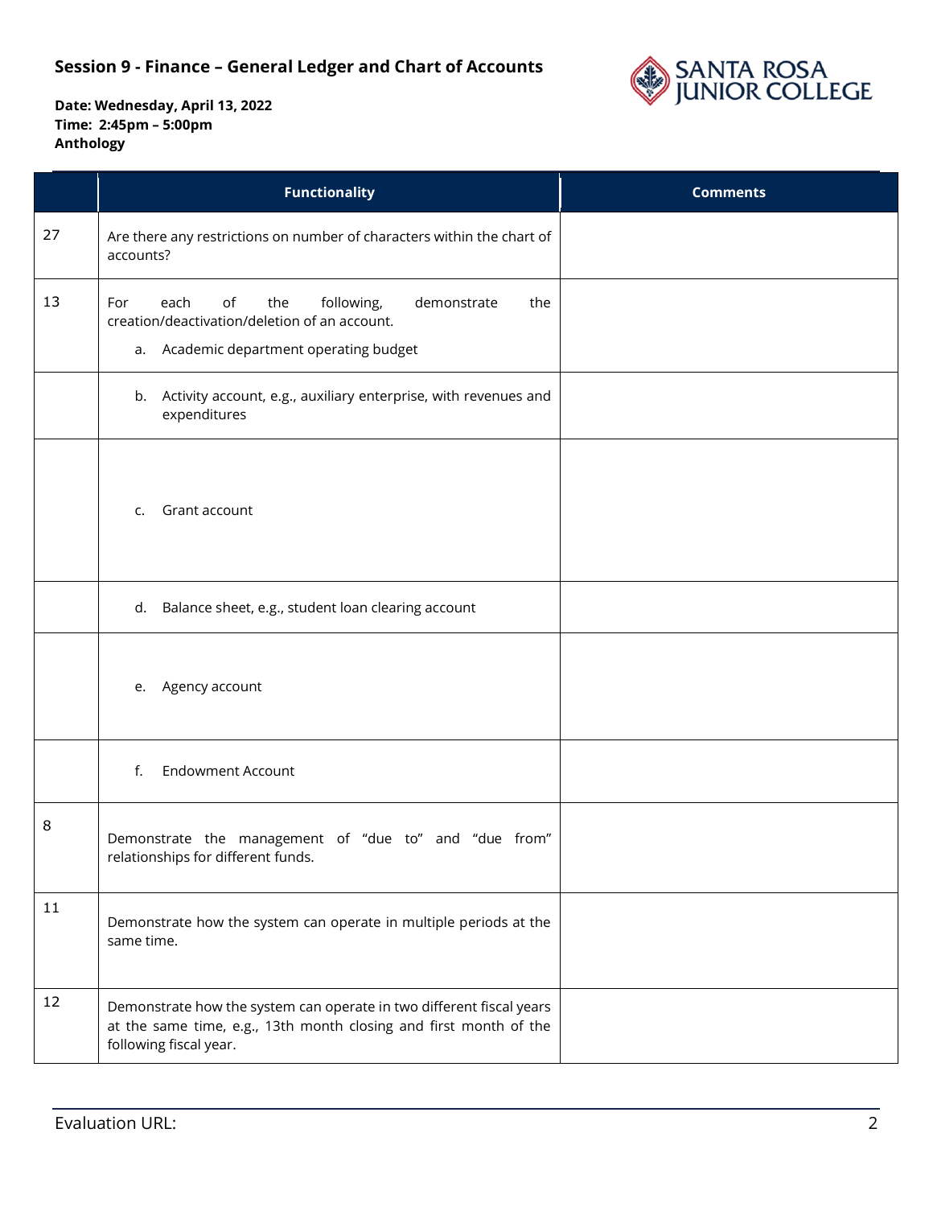**Session 9 - Finance – General Ledger and Chart of Accounts**

**Date: Wednesday, April 13, 2022**
**Time: 2:45pm – 5:00pm**
**Anthology**

| | Functionality | Comments |
|---|---|---|
| 27 | Are there any restrictions on number of characters within the chart of accounts? | |
| 13 | For each of the following, demonstrate the creation/deactivation/deletion of an account. a. Academic department operating budget | |
| | b. Activity account, e.g., auxiliary enterprise, with revenues and expenditures | |
| | c. Grant account | |
| | d. Balance sheet, e.g., student loan clearing account | |
| | e. Agency account | |
| | f. Endowment Account | |
| 8 | Demonstrate the management of "due to" and "due from" relationships for different funds. | |
| 11 | Demonstrate how the system can operate in multiple periods at the same time. | |
| 12 | Demonstrate how the system can operate in two different fiscal years at the same time, e.g., 13th month closing and first month of the following fiscal year. | |

Evaluation URL: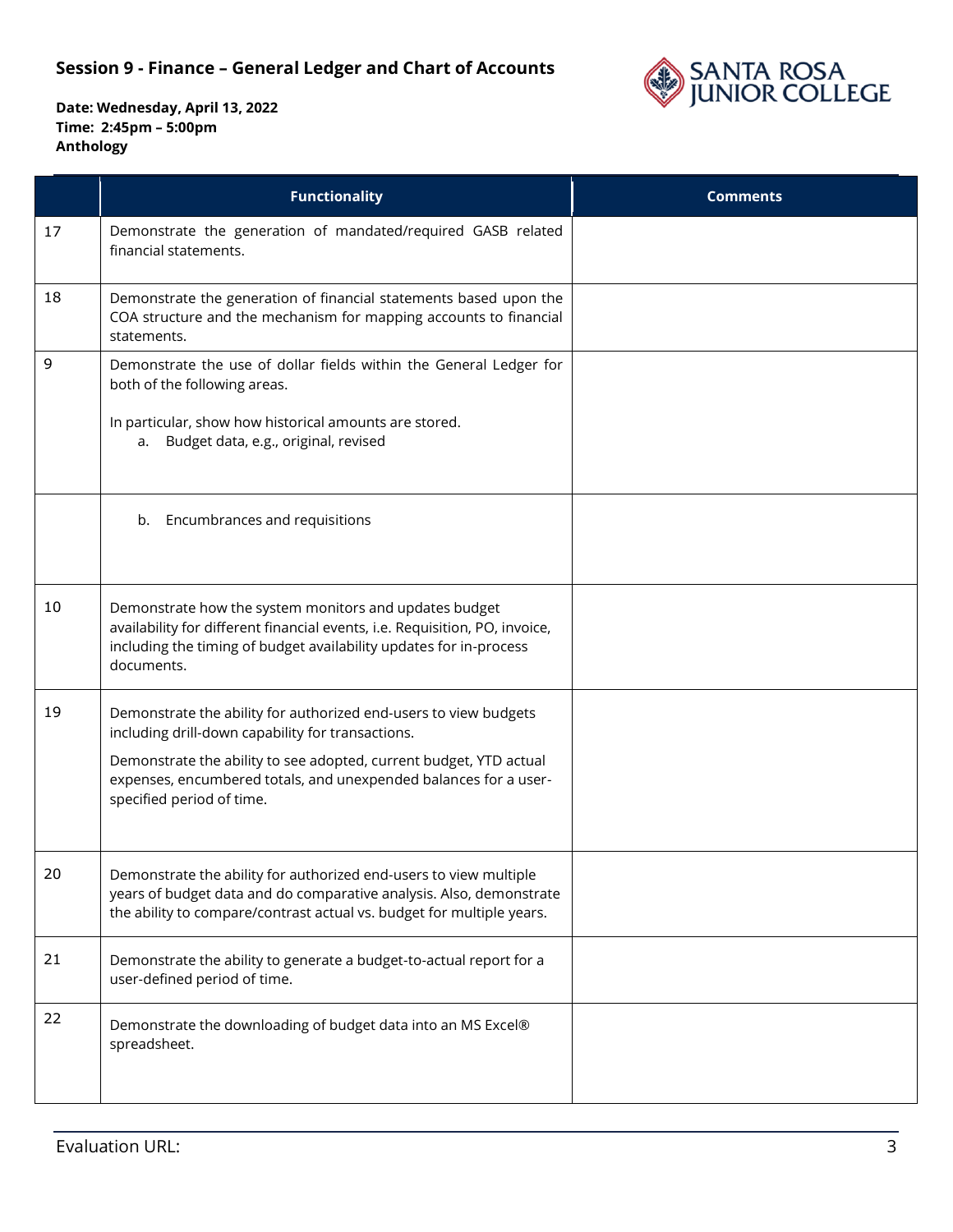**Session 9 - Finance – General Ledger and Chart of Accounts**

**Date: Wednesday, April 13, 2022**
**Time: 2:45pm – 5:00pm**
**Anthology**

| | Functionality | Comments |
|---|---|---|
| 17 | Demonstrate the generation of mandated/required GASB related financial statements. | |
| 18 | Demonstrate the generation of financial statements based upon the COA structure and the mechanism for mapping accounts to financial statements. | |
| 9 | Demonstrate the use of dollar fields within the General Ledger for both of the following areas.<br><br>In particular, show how historical amounts are stored.<br>a. Budget data, e.g., original, revised | |
| | b. Encumbrances and requisitions | |
| 10 | Demonstrate how the system monitors and updates budget availability for different financial events, i.e. Requisition, PO, invoice, including the timing of budget availability updates for in-process documents. | |
| 19 | Demonstrate the ability for authorized end-users to view budgets including drill-down capability for transactions.<br><br>Demonstrate the ability to see adopted, current budget, YTD actual expenses, encumbered totals, and unexpended balances for a user-specified period of time. | |
| 20 | Demonstrate the ability for authorized end-users to view multiple years of budget data and do comparative analysis. Also, demonstrate the ability to compare/contrast actual vs. budget for multiple years. | |
| 21 | Demonstrate the ability to generate a budget-to-actual report for a user-defined period of time. | |
| 22 | Demonstrate the downloading of budget data into an MS Excel® spreadsheet. | |

Evaluation URL: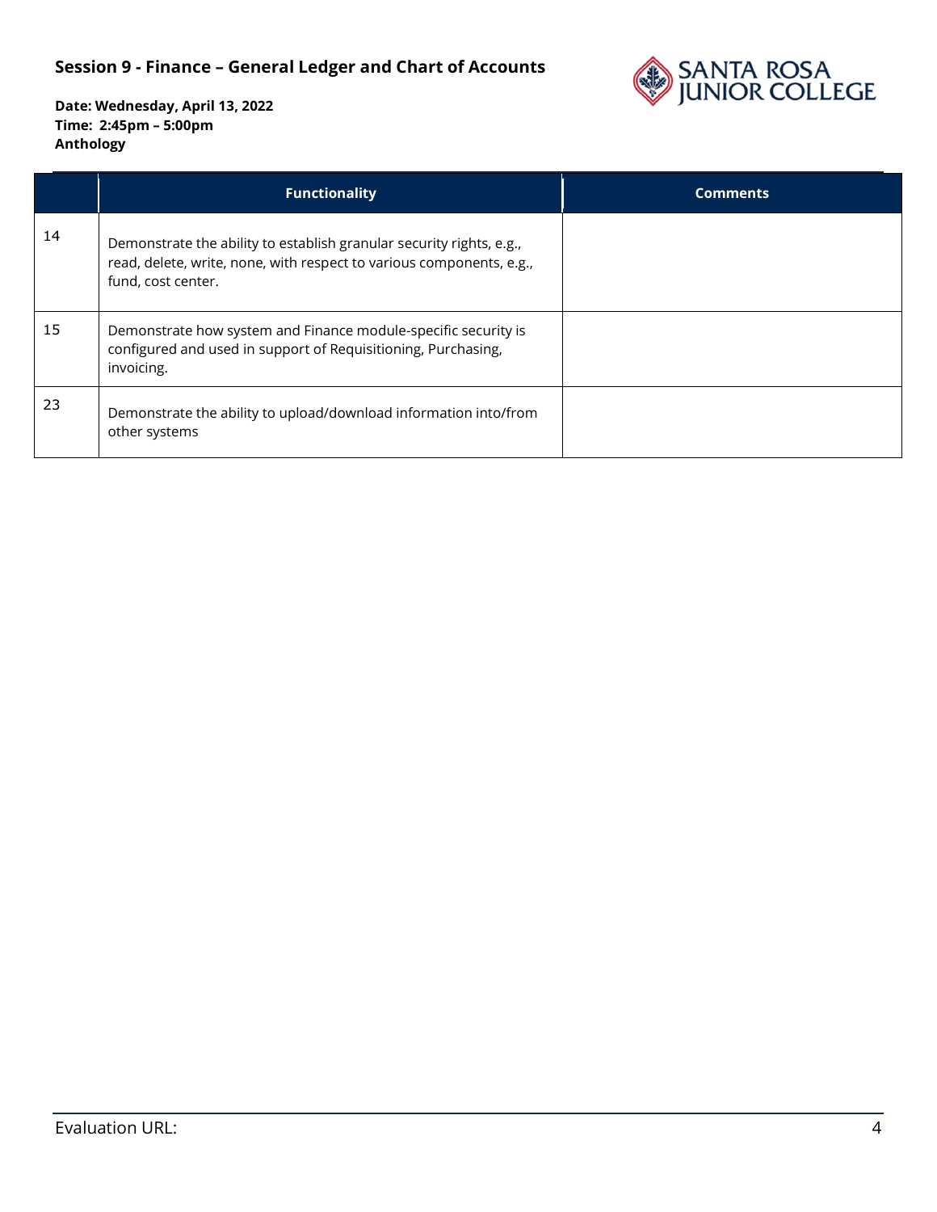| | Functionality | Comments |
|---|---|---|
| 14 | Demonstrate the ability to establish granular security rights, e.g., read, delete, write, none, with respect to various components, e.g., fund, cost center. | |
| 15 | Demonstrate how system and Finance module-specific security is configured and used in support of Requisitioning, Purchasing, invoicing. | |
| 23 | Demonstrate the ability to upload/download information into/from other systems | |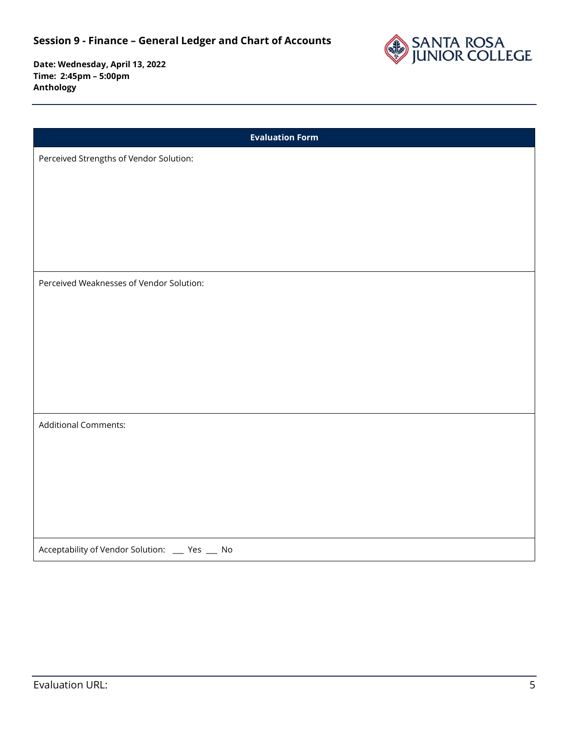**Session 9 - Finance – General Ledger and Chart of Accounts**

**Date: Wednesday, April 13, 2022**
**Time: 2:45pm – 5:00pm**
**Anthology**

| Evaluation Form |
| --- |
| Perceived Strengths of Vendor Solution: |
| Perceived Weaknesses of Vendor Solution: |
| Additional Comments: |
| Acceptability of Vendor Solution: ___ Yes ___ No |

Evaluation URL: